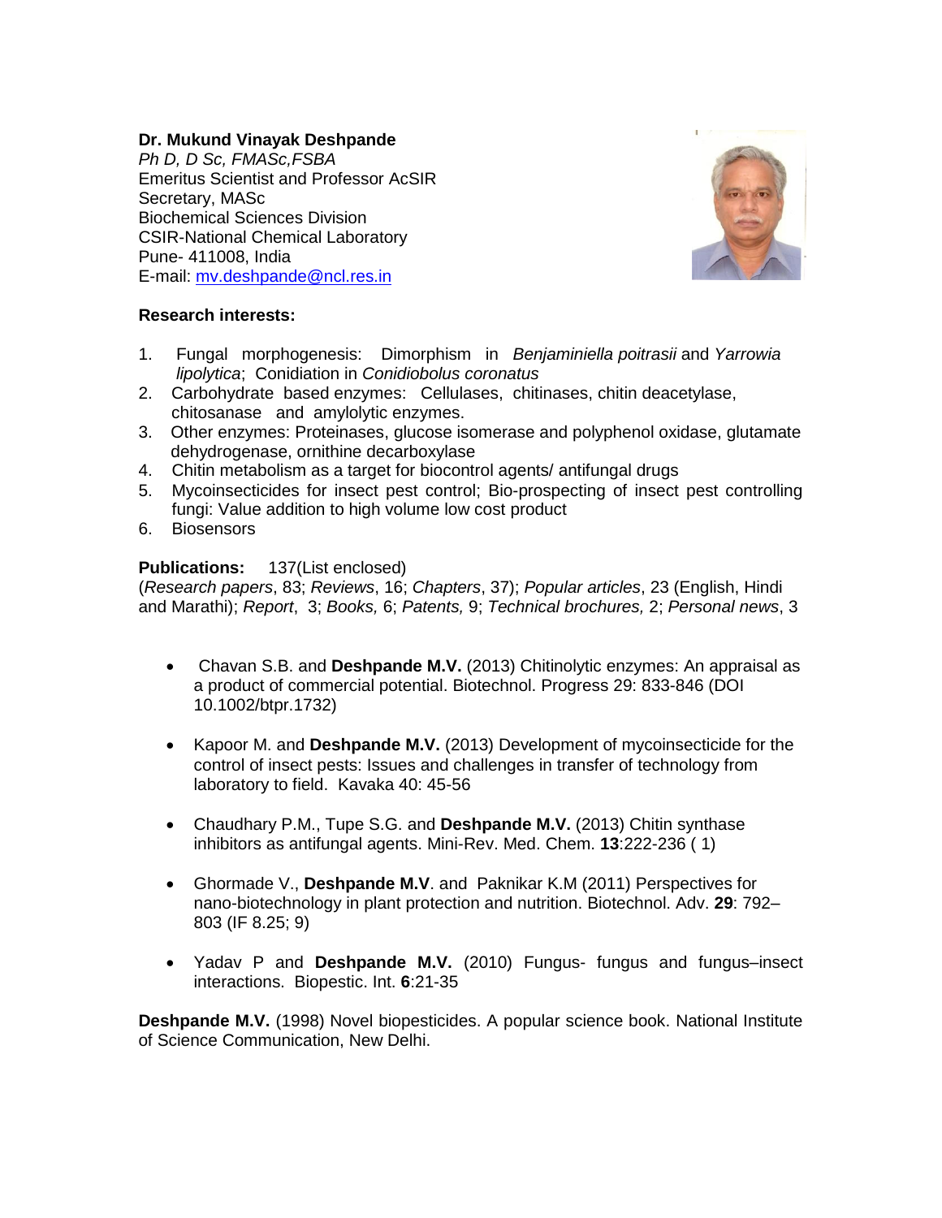**Dr. Mukund Vinayak Deshpande**
*Ph D, D Sc, FMASc,FSBA*
Emeritus Scientist and Professor AcSIR
Secretary, MASc
Biochemical Sciences Division
CSIR-National Chemical Laboratory
Pune- 411008, India
E-mail: mv.deshpande@ncl.res.in

**Research interests:**

1. Fungal morphogenesis: Dimorphism in *Benjaminiella poitrasii* and *Yarrowia lipolytica*; Conidiation in *Conidiobolus coronatus*
2. Carbohydrate based enzymes: Cellulases, chitinases, chitin deacetylase, chitosanase and amylolytic enzymes.
3. Other enzymes: Proteinases, glucose isomerase and polyphenol oxidase, glutamate dehydrogenase, ornithine decarboxylase
4. Chitin metabolism as a target for biocontrol agents/ antifungal drugs
5. Mycoinsecticides for insect pest control; Bio-prospecting of insect pest controlling fungi: Value addition to high volume low cost product
6. Biosensors

**Publications:** 137(List enclosed)
(*Research papers*, 83; *Reviews*, 16; *Chapters*, 37); *Popular articles*, 23 (English, Hindi and Marathi); *Report*, 3; *Books,* 6; *Patents,* 9; *Technical brochures,* 2; *Personal news*, 3

- Chavan S.B. and **Deshpande M.V.** (2013) Chitinolytic enzymes: An appraisal as a product of commercial potential. Biotechnol. Progress 29: 833-846 (DOI 10.1002/btpr.1732)
- Kapoor M. and **Deshpande M.V.** (2013) Development of mycoinsecticide for the control of insect pests: Issues and challenges in transfer of technology from laboratory to field. Kavaka 40: 45-56
- Chaudhary P.M., Tupe S.G. and **Deshpande M.V.** (2013) Chitin synthase inhibitors as antifungal agents. Mini-Rev. Med. Chem. **13**:222-236 ( 1)
- Ghormade V., **Deshpande M.V**. and Paknikar K.M (2011) Perspectives for nano-biotechnology in plant protection and nutrition. Biotechnol. Adv. **29**: 792–803 (IF 8.25; 9)
- Yadav P and **Deshpande M.V.** (2010) Fungus- fungus and fungus–insect interactions. Biopestic. Int. **6**:21-35

**Deshpande M.V.** (1998) Novel biopesticides. A popular science book. National Institute of Science Communication, New Delhi.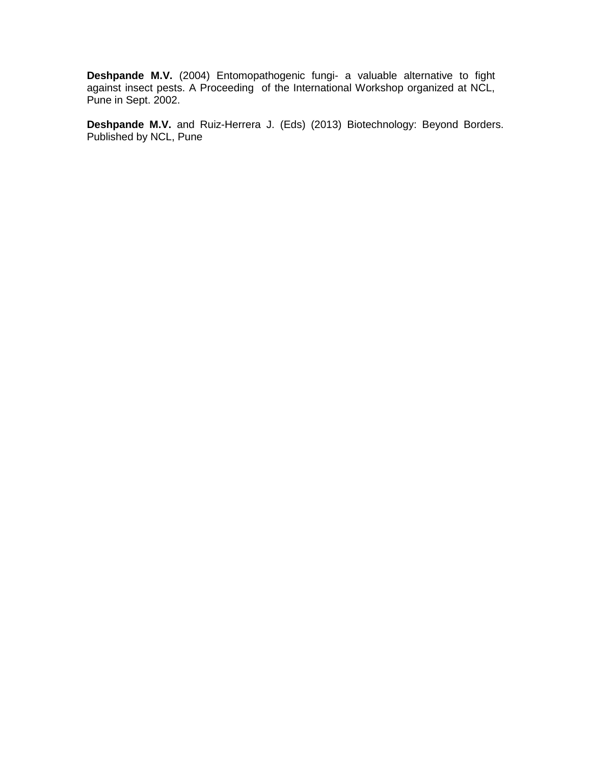**Deshpande M.V.** (2004) Entomopathogenic fungi- a valuable alternative to fight against insect pests. A Proceeding of the International Workshop organized at NCL, Pune in Sept. 2002.

**Deshpande M.V.** and Ruiz-Herrera J. (Eds) (2013) Biotechnology: Beyond Borders. Published by NCL, Pune